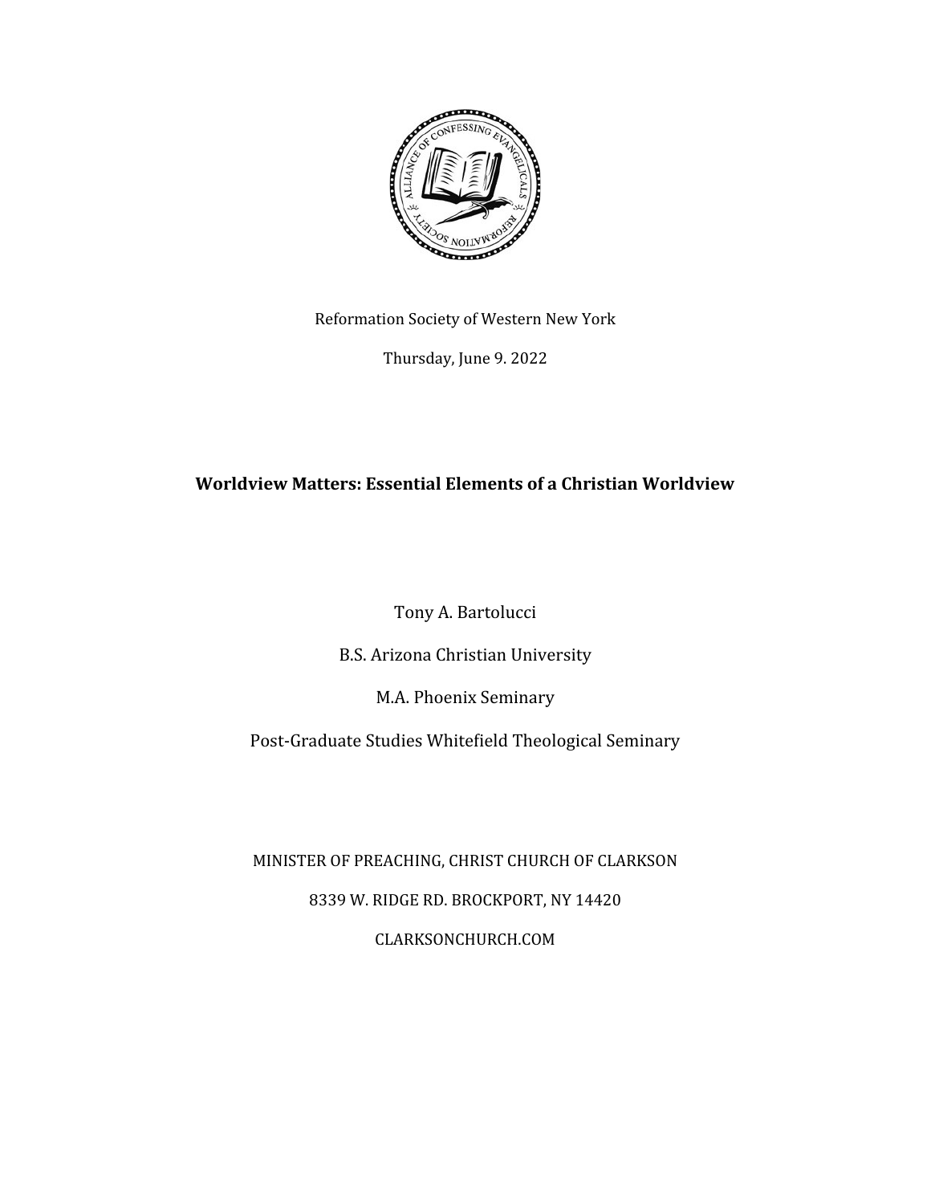Reformation Society of Western New York

Thursday, June 9. 2022

**Worldview Matters: Essential Elements of a Christian Worldview**

Tony A. Bartolucci

B.S. Arizona Christian University

M.A. Phoenix Seminary

Post-Graduate Studies Whitefield Theological Seminary

MINISTER OF PREACHING, CHRIST CHURCH OF CLARKSON

8339 W. RIDGE RD. BROCKPORT, NY 14420

CLARKSONCHURCH.COM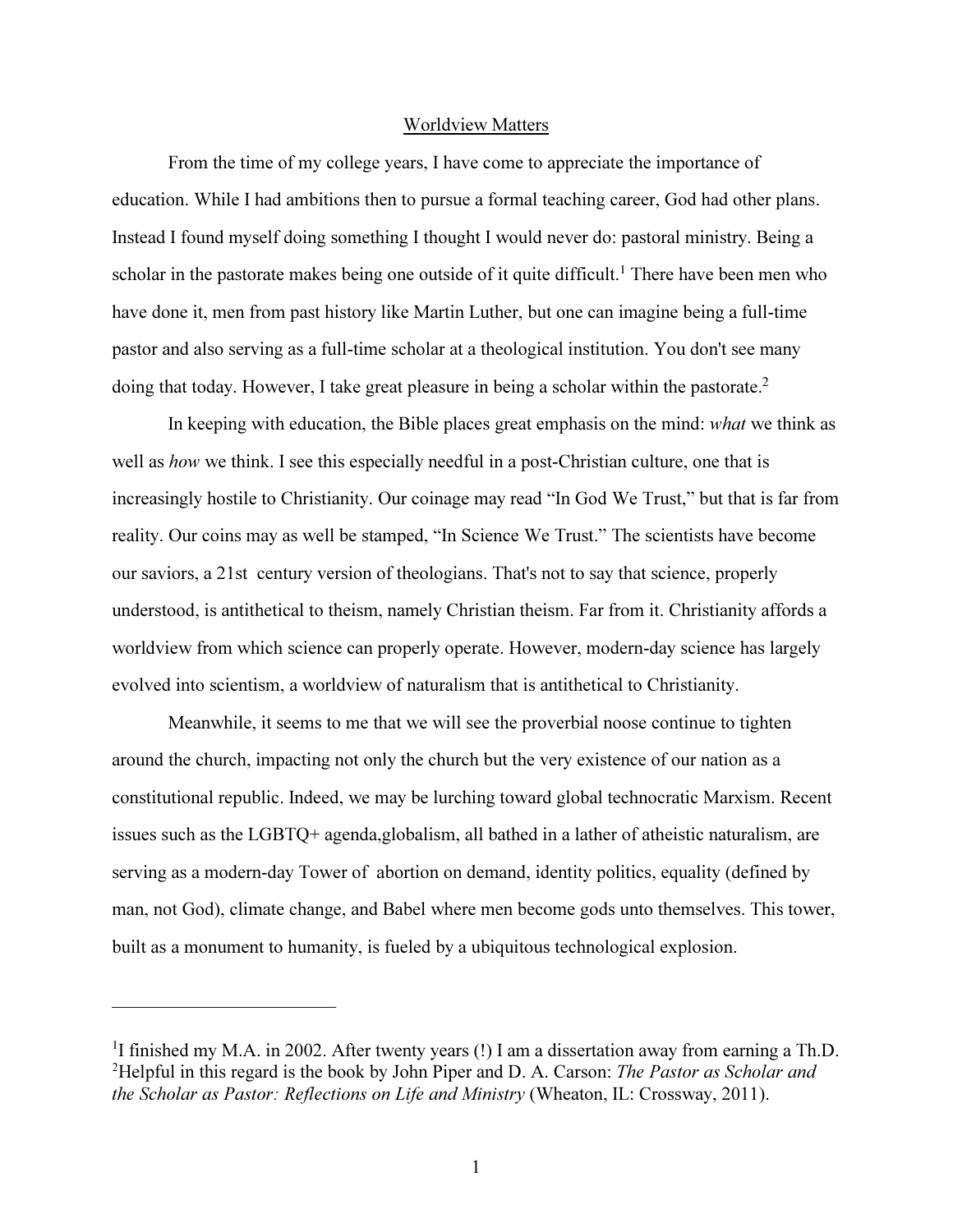Worldview Matters

From the time of my college years, I have come to appreciate the importance of education. While I had ambitions then to pursue a formal teaching career, God had other plans. Instead I found myself doing something I thought I would never do: pastoral ministry. Being a scholar in the pastorate makes being one outside of it quite difficult.[1] There have been men who have done it, men from past history like Martin Luther, but one can imagine being a full-time pastor and also serving as a full-time scholar at a theological institution. You don't see many doing that today. However, I take great pleasure in being a scholar within the pastorate.[2]

In keeping with education, the Bible places great emphasis on the mind: *what* we think as well as *how* we think. I see this especially needful in a post-Christian culture, one that is increasingly hostile to Christianity. Our coinage may read "In God We Trust," but that is far from reality. Our coins may as well be stamped, "In Science We Trust." The scientists have become our saviors, a 21st century version of theologians. That's not to say that science, properly understood, is antithetical to theism, namely Christian theism. Far from it. Christianity affords a worldview from which science can properly operate. However, modern-day science has largely evolved into scientism, a worldview of naturalism that is antithetical to Christianity.

Meanwhile, it seems to me that we will see the proverbial noose continue to tighten around the church, impacting not only the church but the very existence of our nation as a constitutional republic. Indeed, we may be lurching toward global technocratic Marxism. Recent issues such as the LGBTQ+ agenda,globalism, all bathed in a lather of atheistic naturalism, are serving as a modern-day Tower of abortion on demand, identity politics, equality (defined by man, not God), climate change, and Babel where men become gods unto themselves. This tower, built as a monument to humanity, is fueled by a ubiquitous technological explosion.

---

[1]I finished my M.A. in 2002. After twenty years (!) I am a dissertation away from earning a Th.D.
[2]Helpful in this regard is the book by John Piper and D. A. Carson: *The Pastor as Scholar and the Scholar as Pastor: Reflections on Life and Ministry* (Wheaton, IL: Crossway, 2011).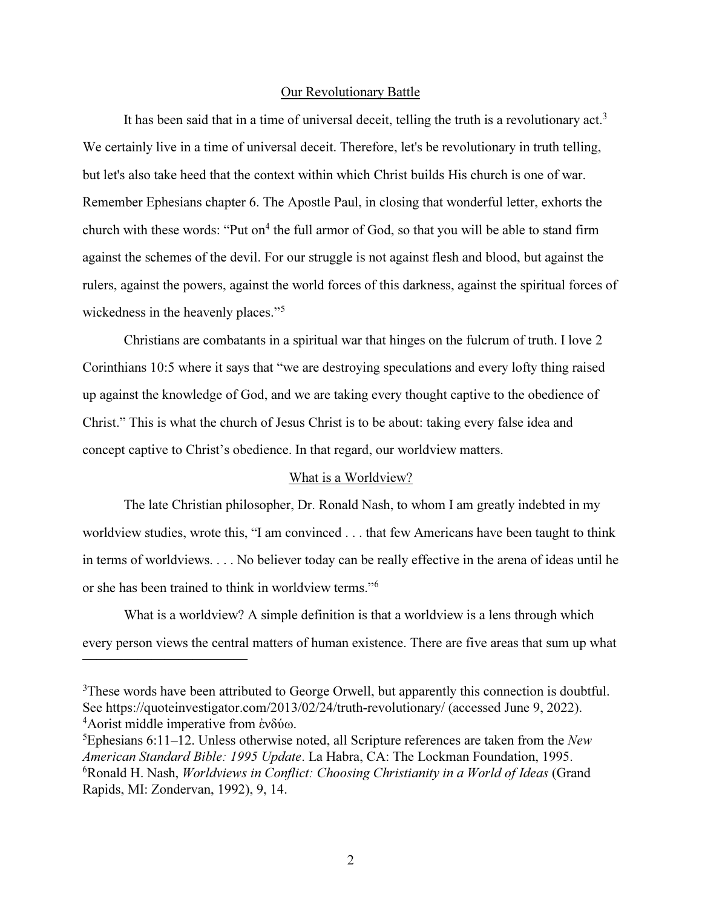## Our Revolutionary Battle

It has been said that in a time of universal deceit, telling the truth is a revolutionary act.[3] We certainly live in a time of universal deceit. Therefore, let's be revolutionary in truth telling, but let's also take heed that the context within which Christ builds His church is one of war. Remember Ephesians chapter 6. The Apostle Paul, in closing that wonderful letter, exhorts the church with these words: "Put on[4] the full armor of God, so that you will be able to stand firm against the schemes of the devil. For our struggle is not against flesh and blood, but against the rulers, against the powers, against the world forces of this darkness, against the spiritual forces of wickedness in the heavenly places."[5]

Christians are combatants in a spiritual war that hinges on the fulcrum of truth. I love 2 Corinthians 10:5 where it says that "we are destroying speculations and every lofty thing raised up against the knowledge of God, and we are taking every thought captive to the obedience of Christ." This is what the church of Jesus Christ is to be about: taking every false idea and concept captive to Christ's obedience. In that regard, our worldview matters.

## What is a Worldview?

The late Christian philosopher, Dr. Ronald Nash, to whom I am greatly indebted in my worldview studies, wrote this, "I am convinced . . . that few Americans have been taught to think in terms of worldviews. . . . No believer today can be really effective in the arena of ideas until he or she has been trained to think in worldview terms."[6]

What is a worldview? A simple definition is that a worldview is a lens through which every person views the central matters of human existence. There are five areas that sum up what

---

[3]These words have been attributed to George Orwell, but apparently this connection is doubtful. See https://quoteinvestigator.com/2013/02/24/truth-revolutionary/ (accessed June 9, 2022).

[4]Aorist middle imperative from ἐνδύω.

[5]Ephesians 6:11–12. Unless otherwise noted, all Scripture references are taken from the *New American Standard Bible: 1995 Update*. La Habra, CA: The Lockman Foundation, 1995.

[6]Ronald H. Nash, *Worldviews in Conflict: Choosing Christianity in a World of Ideas* (Grand Rapids, MI: Zondervan, 1992), 9, 14.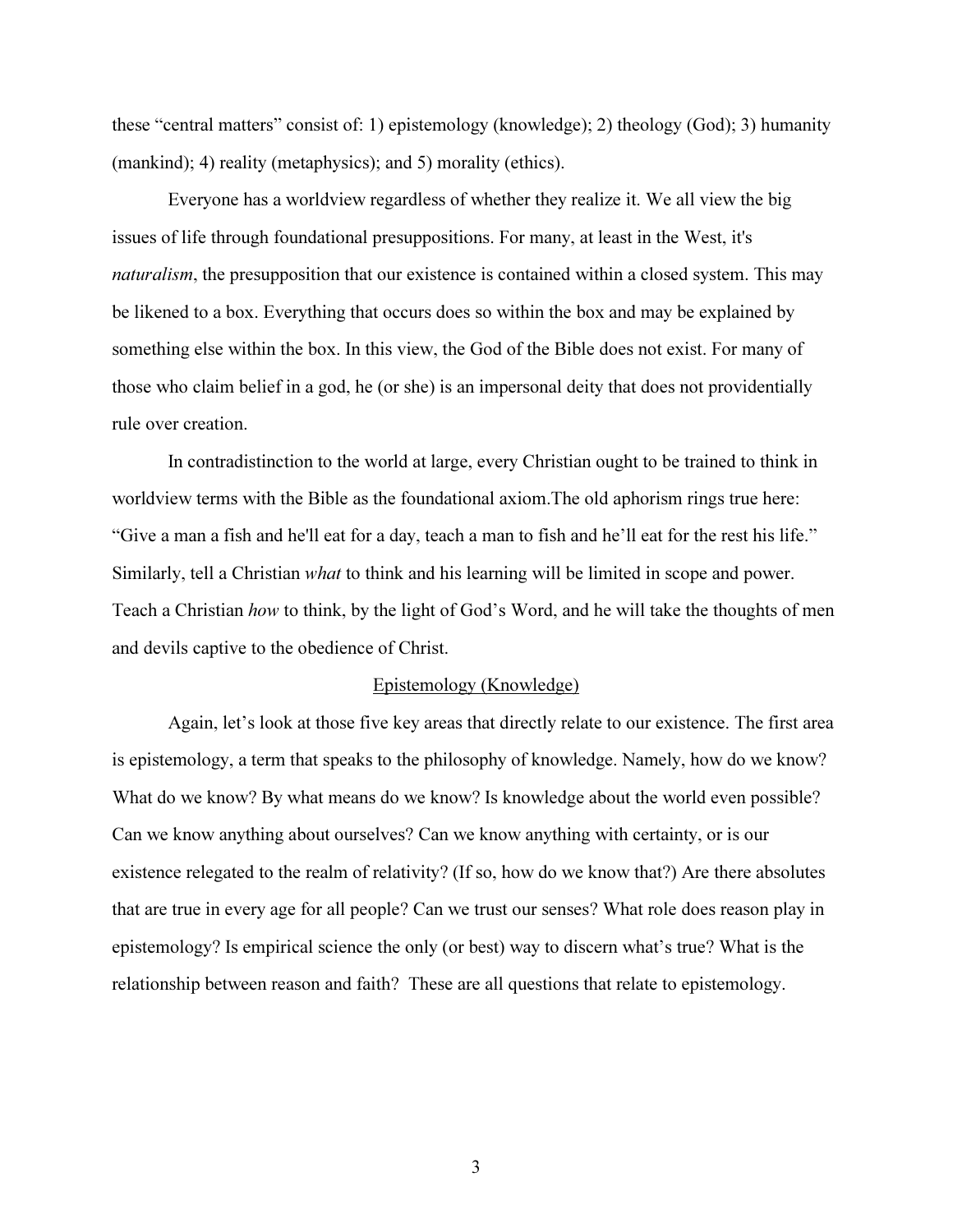these "central matters" consist of: 1) epistemology (knowledge); 2) theology (God); 3) humanity (mankind); 4) reality (metaphysics); and 5) morality (ethics).

Everyone has a worldview regardless of whether they realize it. We all view the big issues of life through foundational presuppositions. For many, at least in the West, it's *naturalism*, the presupposition that our existence is contained within a closed system. This may be likened to a box. Everything that occurs does so within the box and may be explained by something else within the box. In this view, the God of the Bible does not exist. For many of those who claim belief in a god, he (or she) is an impersonal deity that does not providentially rule over creation.

In contradistinction to the world at large, every Christian ought to be trained to think in worldview terms with the Bible as the foundational axiom.The old aphorism rings true here: "Give a man a fish and he'll eat for a day, teach a man to fish and he'll eat for the rest his life." Similarly, tell a Christian *what* to think and his learning will be limited in scope and power. Teach a Christian *how* to think, by the light of God's Word, and he will take the thoughts of men and devils captive to the obedience of Christ.

## Epistemology (Knowledge)

Again, let's look at those five key areas that directly relate to our existence. The first area is epistemology, a term that speaks to the philosophy of knowledge. Namely, how do we know? What do we know? By what means do we know? Is knowledge about the world even possible? Can we know anything about ourselves? Can we know anything with certainty, or is our existence relegated to the realm of relativity? (If so, how do we know that?) Are there absolutes that are true in every age for all people? Can we trust our senses? What role does reason play in epistemology? Is empirical science the only (or best) way to discern what's true? What is the relationship between reason and faith? These are all questions that relate to epistemology.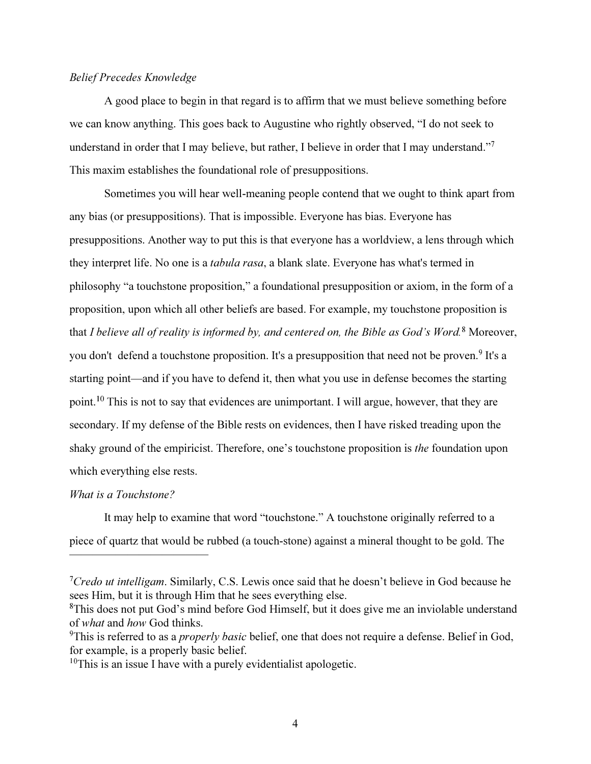*Belief Precedes Knowledge*

A good place to begin in that regard is to affirm that we must believe something before we can know anything. This goes back to Augustine who rightly observed, "I do not seek to understand in order that I may believe, but rather, I believe in order that I may understand."[7] This maxim establishes the foundational role of presuppositions.

Sometimes you will hear well-meaning people contend that we ought to think apart from any bias (or presuppositions). That is impossible. Everyone has bias. Everyone has presuppositions. Another way to put this is that everyone has a worldview, a lens through which they interpret life. No one is a *tabula rasa*, a blank slate. Everyone has what's termed in philosophy "a touchstone proposition," a foundational presupposition or axiom, in the form of a proposition, upon which all other beliefs are based. For example, my touchstone proposition is that *I believe all of reality is informed by, and centered on, the Bible as God's Word.*[8] Moreover, you don't defend a touchstone proposition. It's a presupposition that need not be proven.[9] It's a starting point—and if you have to defend it, then what you use in defense becomes the starting point.[10] This is not to say that evidences are unimportant. I will argue, however, that they are secondary. If my defense of the Bible rests on evidences, then I have risked treading upon the shaky ground of the empiricist. Therefore, one's touchstone proposition is *the* foundation upon which everything else rests.

*What is a Touchstone?*

It may help to examine that word "touchstone." A touchstone originally referred to a piece of quartz that would be rubbed (a touch-stone) against a mineral thought to be gold. The

---

[7]*Credo ut intelligam*. Similarly, C.S. Lewis once said that he doesn't believe in God because he sees Him, but it is through Him that he sees everything else.

[8]This does not put God's mind before God Himself, but it does give me an inviolable understand of *what* and *how* God thinks.

[9]This is referred to as a *properly basic* belief, one that does not require a defense. Belief in God, for example, is a properly basic belief.

[10]This is an issue I have with a purely evidentialist apologetic.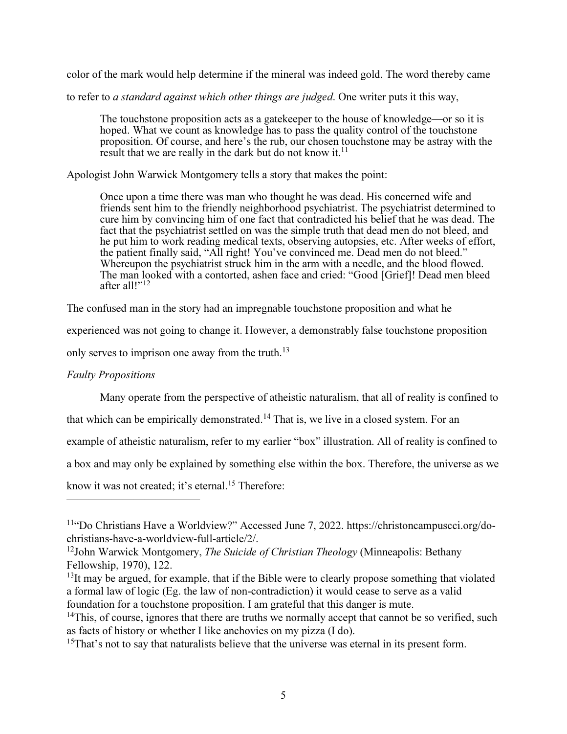color of the mark would help determine if the mineral was indeed gold. The word thereby came to refer to *a standard against which other things are judged*. One writer puts it this way,

> The touchstone proposition acts as a gatekeeper to the house of knowledge—or so it is hoped. What we count as knowledge has to pass the quality control of the touchstone proposition. Of course, and here's the rub, our chosen touchstone may be astray with the result that we are really in the dark but do not know it.[11]

Apologist John Warwick Montgomery tells a story that makes the point:

> Once upon a time there was man who thought he was dead. His concerned wife and friends sent him to the friendly neighborhood psychiatrist. The psychiatrist determined to cure him by convincing him of one fact that contradicted his belief that he was dead. The fact that the psychiatrist settled on was the simple truth that dead men do not bleed, and he put him to work reading medical texts, observing autopsies, etc. After weeks of effort, the patient finally said, "All right! You've convinced me. Dead men do not bleed." Whereupon the psychiatrist struck him in the arm with a needle, and the blood flowed. The man looked with a contorted, ashen face and cried: "Good [Grief]! Dead men bleed after all!"[12]

The confused man in the story had an impregnable touchstone proposition and what he experienced was not going to change it. However, a demonstrably false touchstone proposition only serves to imprison one away from the truth.[13]

*Faulty Propositions*

Many operate from the perspective of atheistic naturalism, that all of reality is confined to that which can be empirically demonstrated.[14] That is, we live in a closed system. For an example of atheistic naturalism, refer to my earlier "box" illustration. All of reality is confined to a box and may only be explained by something else within the box. Therefore, the universe as we know it was not created; it's eternal.[15] Therefore:

---

[11]"Do Christians Have a Worldview?" Accessed June 7, 2022. https://christoncampuscci.org/do-christians-have-a-worldview-full-article/2/.

[12]John Warwick Montgomery, *The Suicide of Christian Theology* (Minneapolis: Bethany Fellowship, 1970), 122.

[13]It may be argued, for example, that if the Bible were to clearly propose something that violated a formal law of logic (Eg. the law of non-contradiction) it would cease to serve as a valid foundation for a touchstone proposition. I am grateful that this danger is mute.

[14]This, of course, ignores that there are truths we normally accept that cannot be so verified, such as facts of history or whether I like anchovies on my pizza (I do).

[15]That's not to say that naturalists believe that the universe was eternal in its present form.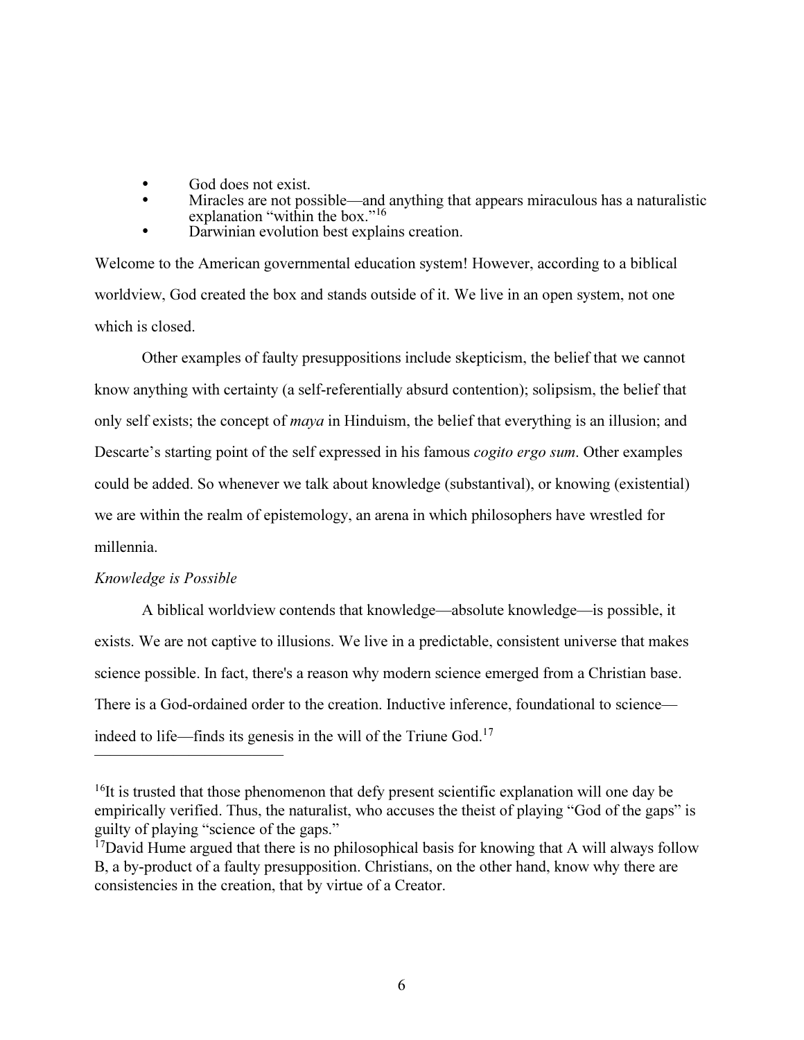- God does not exist.
- Miracles are not possible—and anything that appears miraculous has a naturalistic explanation "within the box."[16]
- Darwinian evolution best explains creation.

Welcome to the American governmental education system! However, according to a biblical worldview, God created the box and stands outside of it. We live in an open system, not one which is closed.

Other examples of faulty presuppositions include skepticism, the belief that we cannot know anything with certainty (a self-referentially absurd contention); solipsism, the belief that only self exists; the concept of *maya* in Hinduism, the belief that everything is an illusion; and Descarte's starting point of the self expressed in his famous *cogito ergo sum*. Other examples could be added. So whenever we talk about knowledge (substantival), or knowing (existential) we are within the realm of epistemology, an arena in which philosophers have wrestled for millennia.

*Knowledge is Possible*

A biblical worldview contends that knowledge—absolute knowledge—is possible, it exists. We are not captive to illusions. We live in a predictable, consistent universe that makes science possible. In fact, there's a reason why modern science emerged from a Christian base. There is a God-ordained order to the creation. Inductive inference, foundational to science—indeed to life—finds its genesis in the will of the Triune God.[17]

---

[16]It is trusted that those phenomenon that defy present scientific explanation will one day be empirically verified. Thus, the naturalist, who accuses the theist of playing "God of the gaps" is guilty of playing "science of the gaps."

[17]David Hume argued that there is no philosophical basis for knowing that A will always follow B, a by-product of a faulty presupposition. Christians, on the other hand, know why there are consistencies in the creation, that by virtue of a Creator.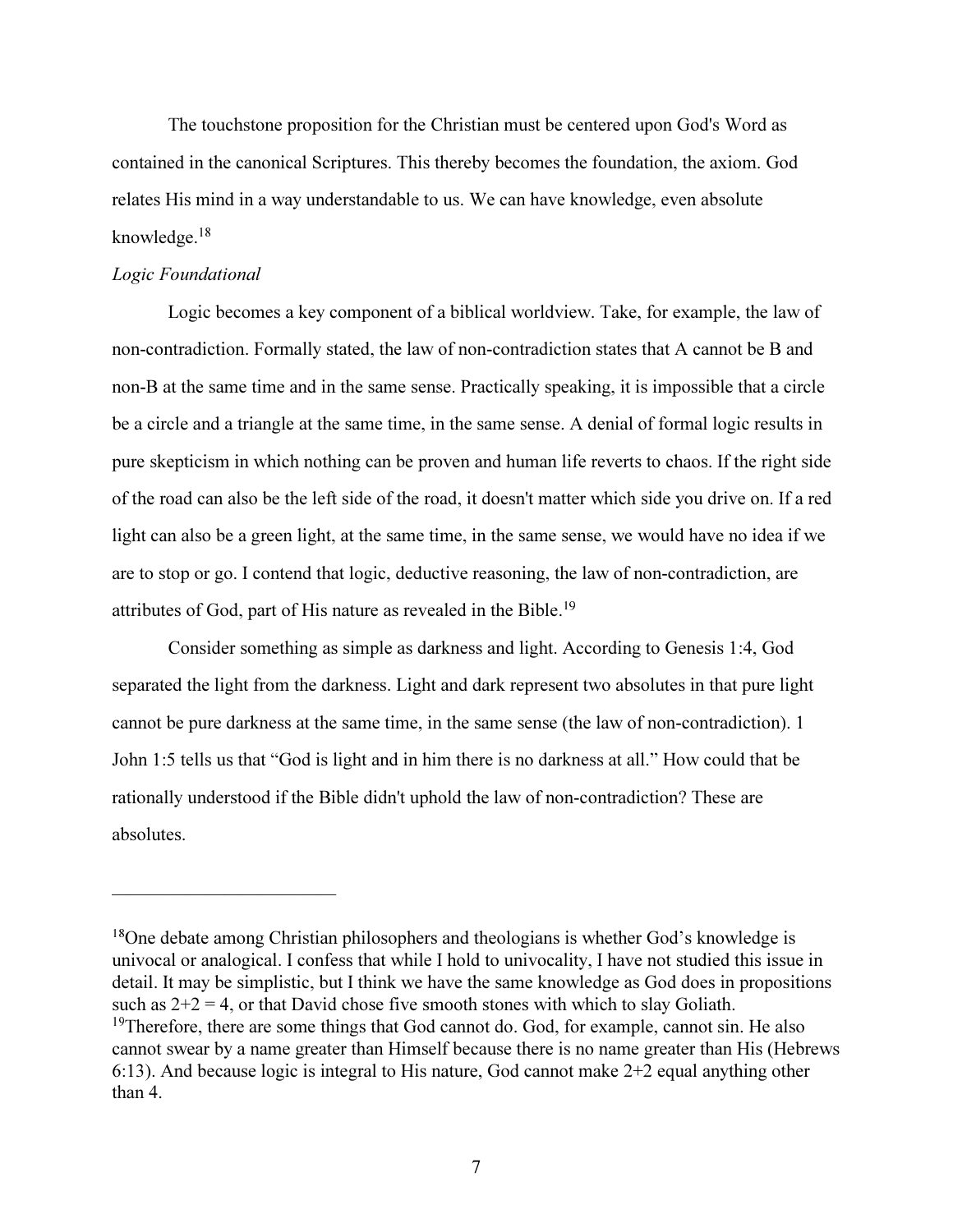The touchstone proposition for the Christian must be centered upon God's Word as contained in the canonical Scriptures. This thereby becomes the foundation, the axiom. God relates His mind in a way understandable to us. We can have knowledge, even absolute knowledge.[18]

*Logic Foundational*

Logic becomes a key component of a biblical worldview. Take, for example, the law of non-contradiction. Formally stated, the law of non-contradiction states that A cannot be B and non-B at the same time and in the same sense. Practically speaking, it is impossible that a circle be a circle and a triangle at the same time, in the same sense. A denial of formal logic results in pure skepticism in which nothing can be proven and human life reverts to chaos. If the right side of the road can also be the left side of the road, it doesn't matter which side you drive on. If a red light can also be a green light, at the same time, in the same sense, we would have no idea if we are to stop or go. I contend that logic, deductive reasoning, the law of non-contradiction, are attributes of God, part of His nature as revealed in the Bible.[19]

Consider something as simple as darkness and light. According to Genesis 1:4, God separated the light from the darkness. Light and dark represent two absolutes in that pure light cannot be pure darkness at the same time, in the same sense (the law of non-contradiction). 1 John 1:5 tells us that "God is light and in him there is no darkness at all." How could that be rationally understood if the Bible didn't uphold the law of non-contradiction? These are absolutes.

---

[18]One debate among Christian philosophers and theologians is whether God's knowledge is univocal or analogical. I confess that while I hold to univocality, I have not studied this issue in detail. It may be simplistic, but I think we have the same knowledge as God does in propositions such as 2+2 = 4, or that David chose five smooth stones with which to slay Goliath.

[19]Therefore, there are some things that God cannot do. God, for example, cannot sin. He also cannot swear by a name greater than Himself because there is no name greater than His (Hebrews 6:13). And because logic is integral to His nature, God cannot make 2+2 equal anything other than 4.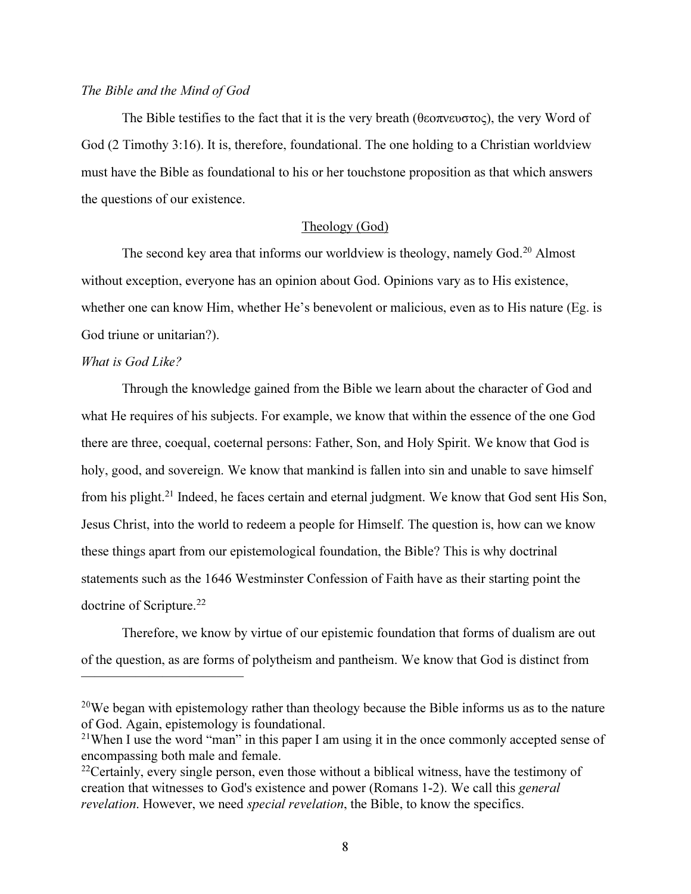*The Bible and the Mind of God*

The Bible testifies to the fact that it is the very breath (θεοπνευστος), the very Word of God (2 Timothy 3:16). It is, therefore, foundational. The one holding to a Christian worldview must have the Bible as foundational to his or her touchstone proposition as that which answers the questions of our existence.

## Theology (God)

The second key area that informs our worldview is theology, namely God.[20] Almost without exception, everyone has an opinion about God. Opinions vary as to His existence, whether one can know Him, whether He's benevolent or malicious, even as to His nature (Eg. is God triune or unitarian?).

*What is God Like?*

Through the knowledge gained from the Bible we learn about the character of God and what He requires of his subjects. For example, we know that within the essence of the one God there are three, coequal, coeternal persons: Father, Son, and Holy Spirit. We know that God is holy, good, and sovereign. We know that mankind is fallen into sin and unable to save himself from his plight.[21] Indeed, he faces certain and eternal judgment. We know that God sent His Son, Jesus Christ, into the world to redeem a people for Himself. The question is, how can we know these things apart from our epistemological foundation, the Bible? This is why doctrinal statements such as the 1646 Westminster Confession of Faith have as their starting point the doctrine of Scripture.[22]

Therefore, we know by virtue of our epistemic foundation that forms of dualism are out of the question, as are forms of polytheism and pantheism. We know that God is distinct from

---

[20] We began with epistemology rather than theology because the Bible informs us as to the nature of God. Again, epistemology is foundational.

[21] When I use the word "man" in this paper I am using it in the once commonly accepted sense of encompassing both male and female.

[22] Certainly, every single person, even those without a biblical witness, have the testimony of creation that witnesses to God's existence and power (Romans 1-2). We call this *general revelation*. However, we need *special revelation*, the Bible, to know the specifics.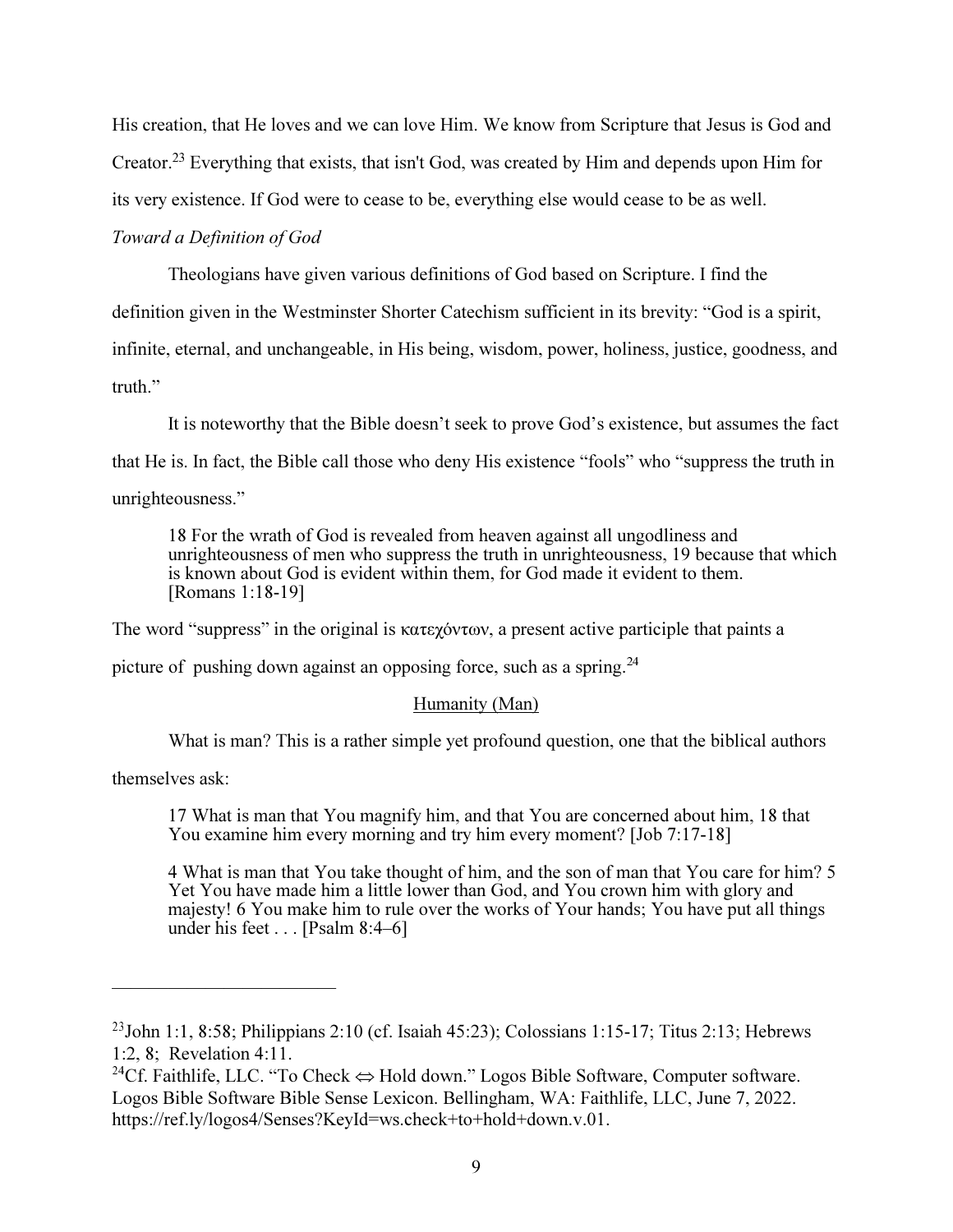His creation, that He loves and we can love Him. We know from Scripture that Jesus is God and Creator.[23] Everything that exists, that isn't God, was created by Him and depends upon Him for its very existence. If God were to cease to be, everything else would cease to be as well.

*Toward a Definition of God*

Theologians have given various definitions of God based on Scripture. I find the definition given in the Westminster Shorter Catechism sufficient in its brevity: "God is a spirit, infinite, eternal, and unchangeable, in His being, wisdom, power, holiness, justice, goodness, and truth."

It is noteworthy that the Bible doesn't seek to prove God's existence, but assumes the fact that He is. In fact, the Bible call those who deny His existence "fools" who "suppress the truth in unrighteousness."

> 18 For the wrath of God is revealed from heaven against all ungodliness and unrighteousness of men who suppress the truth in unrighteousness, 19 because that which is known about God is evident within them, for God made it evident to them. [Romans 1:18-19]

The word "suppress" in the original is κατεχόντων, a present active participle that paints a picture of pushing down against an opposing force, such as a spring.[24]

## Humanity (Man)

What is man? This is a rather simple yet profound question, one that the biblical authors themselves ask:

> 17 What is man that You magnify him, and that You are concerned about him, 18 that You examine him every morning and try him every moment? [Job 7:17-18]

> 4 What is man that You take thought of him, and the son of man that You care for him? 5 Yet You have made him a little lower than God, and You crown him with glory and majesty! 6 You make him to rule over the works of Your hands; You have put all things under his feet . . . [Psalm 8:4–6]

---

[23] John 1:1, 8:58; Philippians 2:10 (cf. Isaiah 45:23); Colossians 1:15-17; Titus 2:13; Hebrews 1:2, 8; Revelation 4:11.

[24] Cf. Faithlife, LLC. "To Check ⇔ Hold down." Logos Bible Software, Computer software. Logos Bible Software Bible Sense Lexicon. Bellingham, WA: Faithlife, LLC, June 7, 2022. https://ref.ly/logos4/Senses?KeyId=ws.check+to+hold+down.v.01.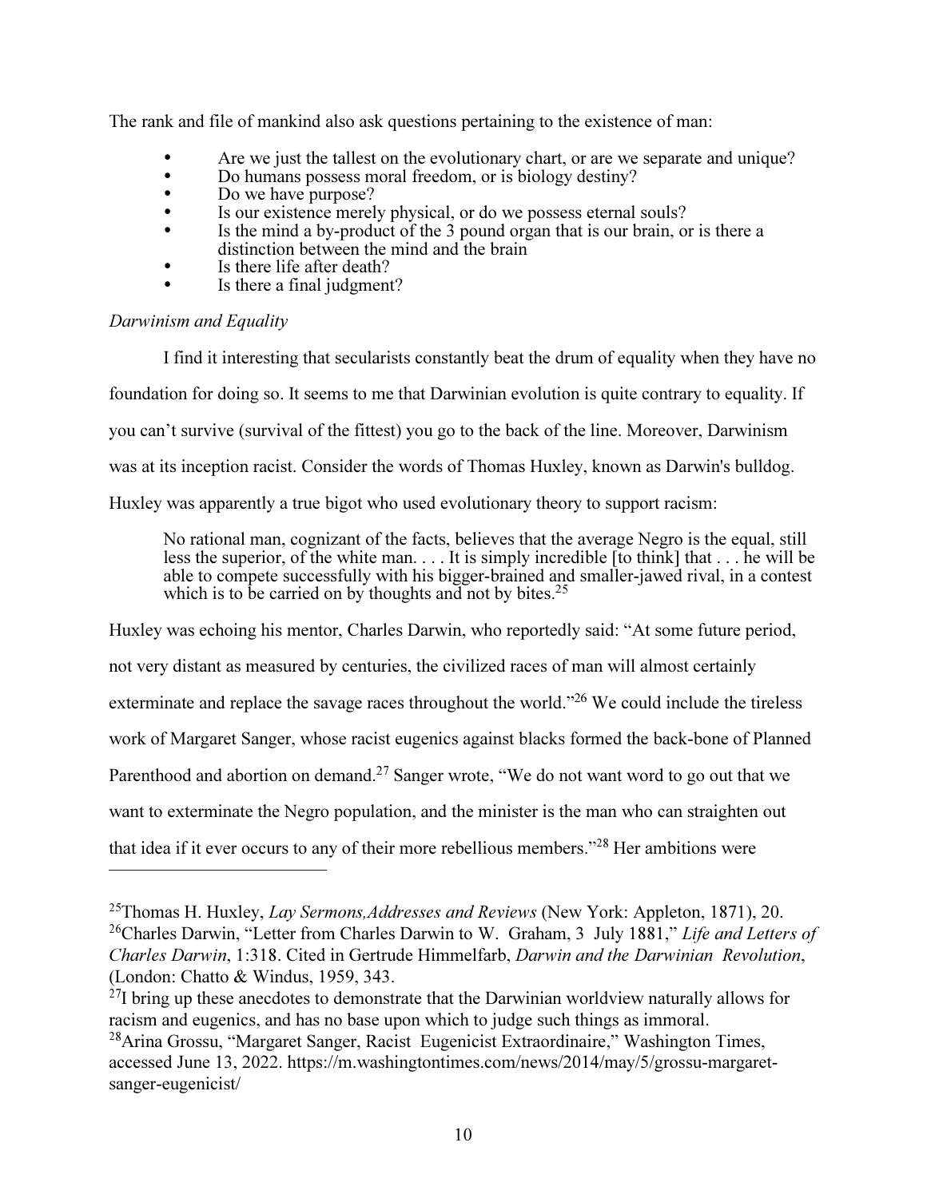The rank and file of mankind also ask questions pertaining to the existence of man:

- Are we just the tallest on the evolutionary chart, or are we separate and unique?
- Do humans possess moral freedom, or is biology destiny?
- Do we have purpose?
- Is our existence merely physical, or do we possess eternal souls?
- Is the mind a by-product of the 3 pound organ that is our brain, or is there a distinction between the mind and the brain
- Is there life after death?
- Is there a final judgment?

*Darwinism and Equality*

I find it interesting that secularists constantly beat the drum of equality when they have no foundation for doing so. It seems to me that Darwinian evolution is quite contrary to equality. If you can't survive (survival of the fittest) you go to the back of the line. Moreover, Darwinism was at its inception racist. Consider the words of Thomas Huxley, known as Darwin's bulldog. Huxley was apparently a true bigot who used evolutionary theory to support racism:

> No rational man, cognizant of the facts, believes that the average Negro is the equal, still less the superior, of the white man. . . . It is simply incredible [to think] that . . . he will be able to compete successfully with his bigger-brained and smaller-jawed rival, in a contest which is to be carried on by thoughts and not by bites.[25]

Huxley was echoing his mentor, Charles Darwin, who reportedly said: "At some future period, not very distant as measured by centuries, the civilized races of man will almost certainly exterminate and replace the savage races throughout the world."[26] We could include the tireless work of Margaret Sanger, whose racist eugenics against blacks formed the back-bone of Planned Parenthood and abortion on demand.[27] Sanger wrote, "We do not want word to go out that we want to exterminate the Negro population, and the minister is the man who can straighten out that idea if it ever occurs to any of their more rebellious members."[28] Her ambitions were

---

[25]Thomas H. Huxley, *Lay Sermons,Addresses and Reviews* (New York: Appleton, 1871), 20.
[26]Charles Darwin, "Letter from Charles Darwin to W. Graham, 3 July 1881," *Life and Letters of Charles Darwin*, 1:318. Cited in Gertrude Himmelfarb, *Darwin and the Darwinian Revolution*, (London: Chatto & Windus, 1959, 343.
[27]I bring up these anecdotes to demonstrate that the Darwinian worldview naturally allows for racism and eugenics, and has no base upon which to judge such things as immoral.
[28]Arina Grossu, "Margaret Sanger, Racist Eugenicist Extraordinaire," Washington Times, accessed June 13, 2022. https://m.washingtontimes.com/news/2014/may/5/grossu-margaret-sanger-eugenicist/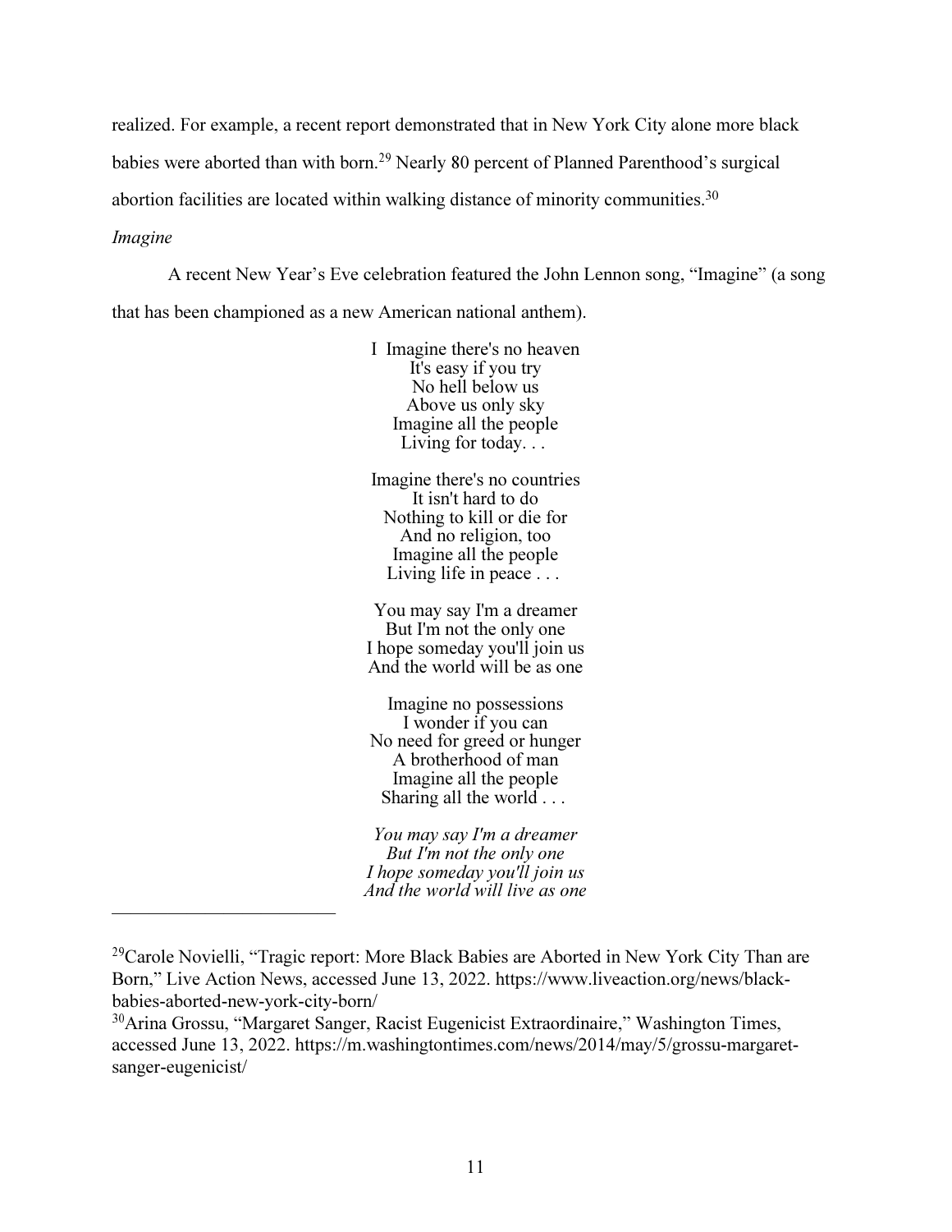realized. For example, a recent report demonstrated that in New York City alone more black babies were aborted than with born.[29] Nearly 80 percent of Planned Parenthood's surgical abortion facilities are located within walking distance of minority communities.[30]

*Imagine*

A recent New Year's Eve celebration featured the John Lennon song, "Imagine" (a song that has been championed as a new American national anthem).

I Imagine there's no heaven  
It's easy if you try  
No hell below us  
Above us only sky  
Imagine all the people  
Living for today. . .

Imagine there's no countries  
It isn't hard to do  
Nothing to kill or die for  
And no religion, too  
Imagine all the people  
Living life in peace . . .

You may say I'm a dreamer  
But I'm not the only one  
I hope someday you'll join us  
And the world will be as one

Imagine no possessions  
I wonder if you can  
No need for greed or hunger  
A brotherhood of man  
Imagine all the people  
Sharing all the world . . .

*You may say I'm a dreamer*  
*But I'm not the only one*  
*I hope someday you'll join us*  
*And the world will live as one*

---

[29]Carole Novielli, "Tragic report: More Black Babies are Aborted in New York City Than are Born," Live Action News, accessed June 13, 2022. https://www.liveaction.org/news/black-babies-aborted-new-york-city-born/

[30]Arina Grossu, "Margaret Sanger, Racist Eugenicist Extraordinaire," Washington Times, accessed June 13, 2022. https://m.washingtontimes.com/news/2014/may/5/grossu-margaret-sanger-eugenicist/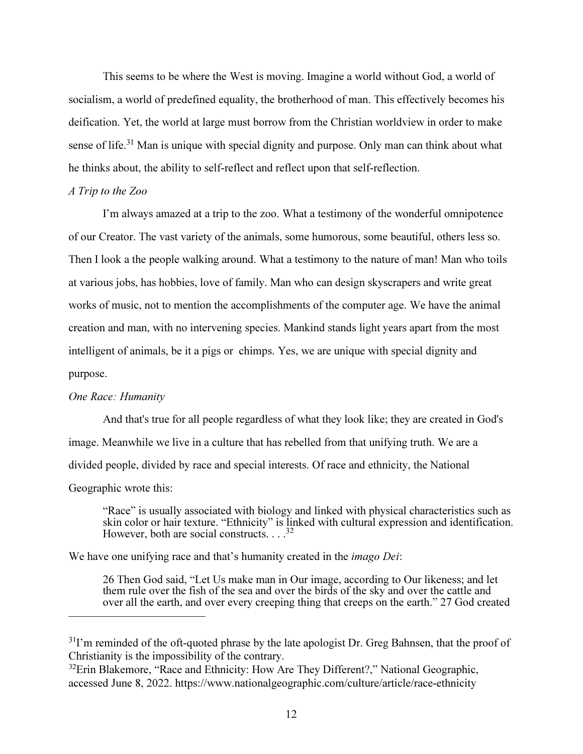This seems to be where the West is moving. Imagine a world without God, a world of socialism, a world of predefined equality, the brotherhood of man. This effectively becomes his deification. Yet, the world at large must borrow from the Christian worldview in order to make sense of life.[31] Man is unique with special dignity and purpose. Only man can think about what he thinks about, the ability to self-reflect and reflect upon that self-reflection.

*A Trip to the Zoo*

I'm always amazed at a trip to the zoo. What a testimony of the wonderful omnipotence of our Creator. The vast variety of the animals, some humorous, some beautiful, others less so. Then I look a the people walking around. What a testimony to the nature of man! Man who toils at various jobs, has hobbies, love of family. Man who can design skyscrapers and write great works of music, not to mention the accomplishments of the computer age. We have the animal creation and man, with no intervening species. Mankind stands light years apart from the most intelligent of animals, be it a pigs or chimps. Yes, we are unique with special dignity and purpose.

*One Race: Humanity*

And that's true for all people regardless of what they look like; they are created in God's image. Meanwhile we live in a culture that has rebelled from that unifying truth. We are a divided people, divided by race and special interests. Of race and ethnicity, the National Geographic wrote this:

> "Race" is usually associated with biology and linked with physical characteristics such as skin color or hair texture. "Ethnicity" is linked with cultural expression and identification. However, both are social constructs. . . .[32]

We have one unifying race and that's humanity created in the *imago Dei*:

> 26 Then God said, "Let Us make man in Our image, according to Our likeness; and let them rule over the fish of the sea and over the birds of the sky and over the cattle and over all the earth, and over every creeping thing that creeps on the earth." 27 God created

---

[31] I'm reminded of the oft-quoted phrase by the late apologist Dr. Greg Bahnsen, that the proof of Christianity is the impossibility of the contrary.

[32] Erin Blakemore, "Race and Ethnicity: How Are They Different?," National Geographic, accessed June 8, 2022. https://www.nationalgeographic.com/culture/article/race-ethnicity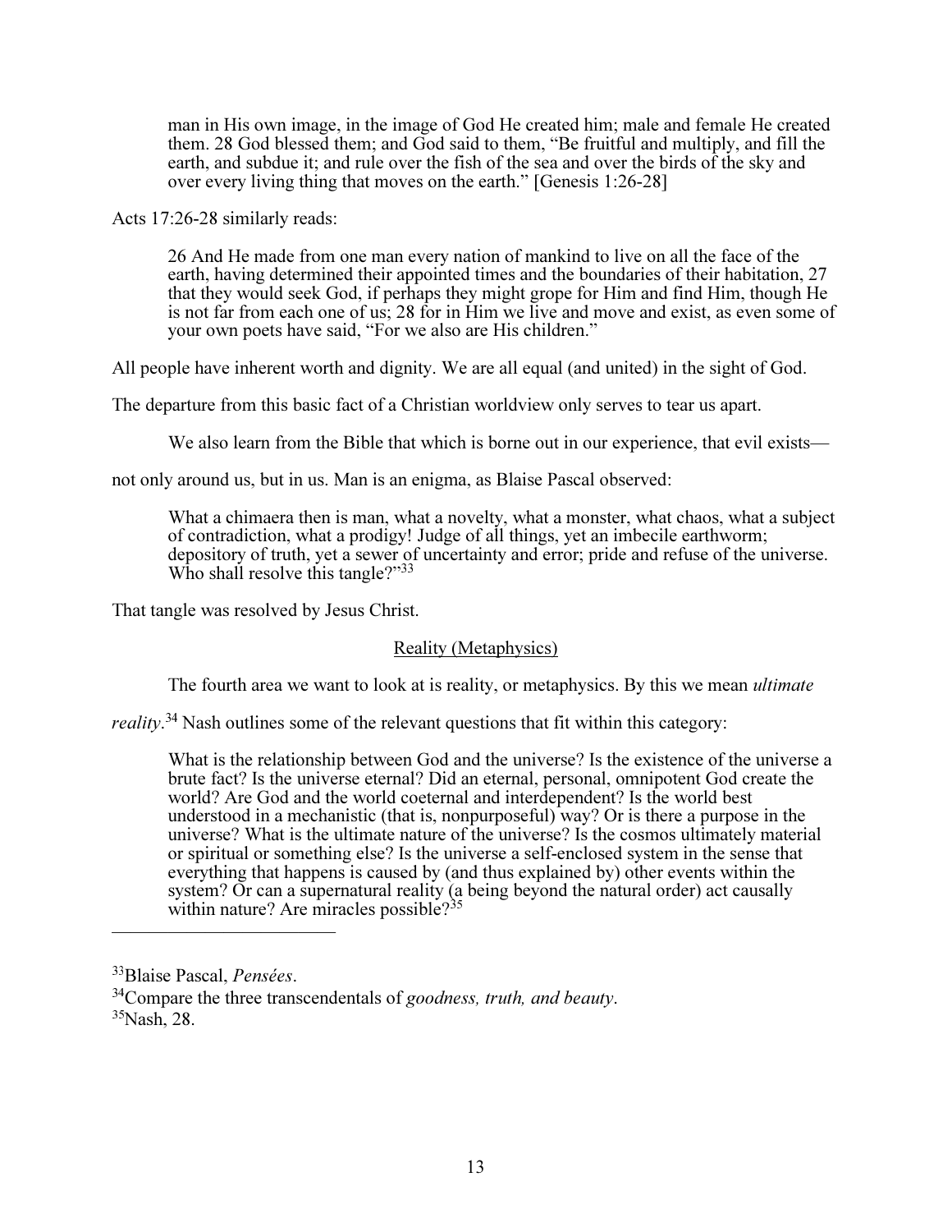> man in His own image, in the image of God He created him; male and female He created them. 28 God blessed them; and God said to them, "Be fruitful and multiply, and fill the earth, and subdue it; and rule over the fish of the sea and over the birds of the sky and over every living thing that moves on the earth." [Genesis 1:26-28]

Acts 17:26-28 similarly reads:

> 26 And He made from one man every nation of mankind to live on all the face of the earth, having determined their appointed times and the boundaries of their habitation, 27 that they would seek God, if perhaps they might grope for Him and find Him, though He is not far from each one of us; 28 for in Him we live and move and exist, as even some of your own poets have said, "For we also are His children."

All people have inherent worth and dignity. We are all equal (and united) in the sight of God.

The departure from this basic fact of a Christian worldview only serves to tear us apart.

We also learn from the Bible that which is borne out in our experience, that evil exists—not only around us, but in us. Man is an enigma, as Blaise Pascal observed:

> What a chimaera then is man, what a novelty, what a monster, what chaos, what a subject of contradiction, what a prodigy! Judge of all things, yet an imbecile earthworm; depository of truth, yet a sewer of uncertainty and error; pride and refuse of the universe. Who shall resolve this tangle?"[33]

That tangle was resolved by Jesus Christ.

## Reality (Metaphysics)

The fourth area we want to look at is reality, or metaphysics. By this we mean *ultimate reality*.[34] Nash outlines some of the relevant questions that fit within this category:

> What is the relationship between God and the universe? Is the existence of the universe a brute fact? Is the universe eternal? Did an eternal, personal, omnipotent God create the world? Are God and the world coeternal and interdependent? Is the world best understood in a mechanistic (that is, nonpurposeful) way? Or is there a purpose in the universe? What is the ultimate nature of the universe? Is the cosmos ultimately material or spiritual or something else? Is the universe a self-enclosed system in the sense that everything that happens is caused by (and thus explained by) other events within the system? Or can a supernatural reality (a being beyond the natural order) act causally within nature? Are miracles possible?[35]

---

[33] Blaise Pascal, *Pensées*.

[34] Compare the three transcendentals of *goodness, truth, and beauty*.

[35] Nash, 28.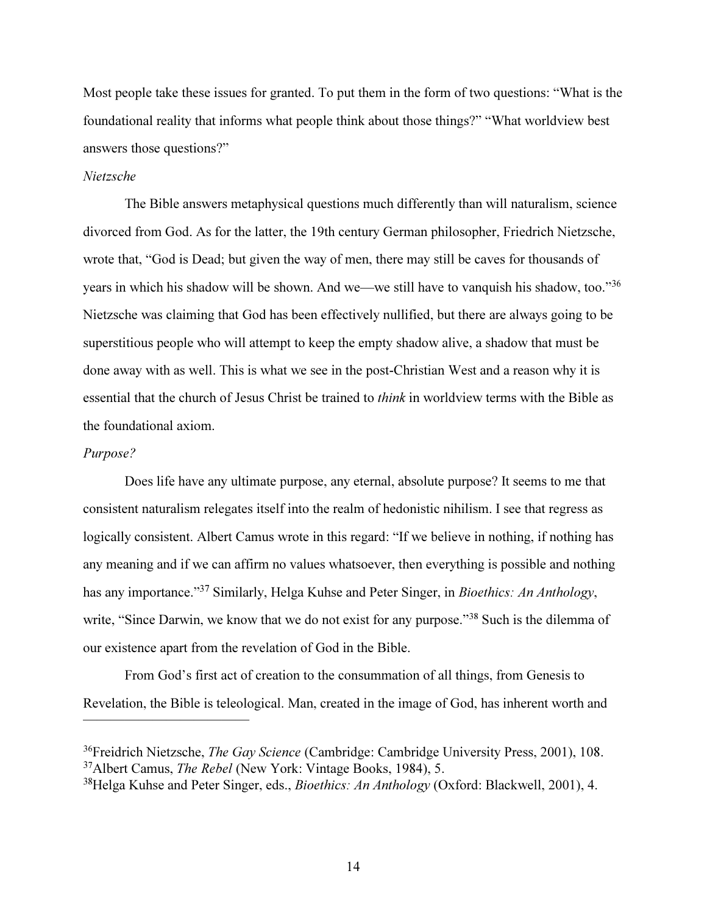Most people take these issues for granted. To put them in the form of two questions: "What is the foundational reality that informs what people think about those things?" "What worldview best answers those questions?"

*Nietzsche*

The Bible answers metaphysical questions much differently than will naturalism, science divorced from God. As for the latter, the 19th century German philosopher, Friedrich Nietzsche, wrote that, "God is Dead; but given the way of men, there may still be caves for thousands of years in which his shadow will be shown. And we—we still have to vanquish his shadow, too."[36] Nietzsche was claiming that God has been effectively nullified, but there are always going to be superstitious people who will attempt to keep the empty shadow alive, a shadow that must be done away with as well. This is what we see in the post-Christian West and a reason why it is essential that the church of Jesus Christ be trained to *think* in worldview terms with the Bible as the foundational axiom.

*Purpose?*

Does life have any ultimate purpose, any eternal, absolute purpose? It seems to me that consistent naturalism relegates itself into the realm of hedonistic nihilism. I see that regress as logically consistent. Albert Camus wrote in this regard: "If we believe in nothing, if nothing has any meaning and if we can affirm no values whatsoever, then everything is possible and nothing has any importance."[37] Similarly, Helga Kuhse and Peter Singer, in *Bioethics: An Anthology*, write, "Since Darwin, we know that we do not exist for any purpose."[38] Such is the dilemma of our existence apart from the revelation of God in the Bible.

From God's first act of creation to the consummation of all things, from Genesis to Revelation, the Bible is teleological. Man, created in the image of God, has inherent worth and

---

[36]Friedrich Nietzsche, *The Gay Science* (Cambridge: Cambridge University Press, 2001), 108.
[37]Albert Camus, *The Rebel* (New York: Vintage Books, 1984), 5.
[38]Helga Kuhse and Peter Singer, eds., *Bioethics: An Anthology* (Oxford: Blackwell, 2001), 4.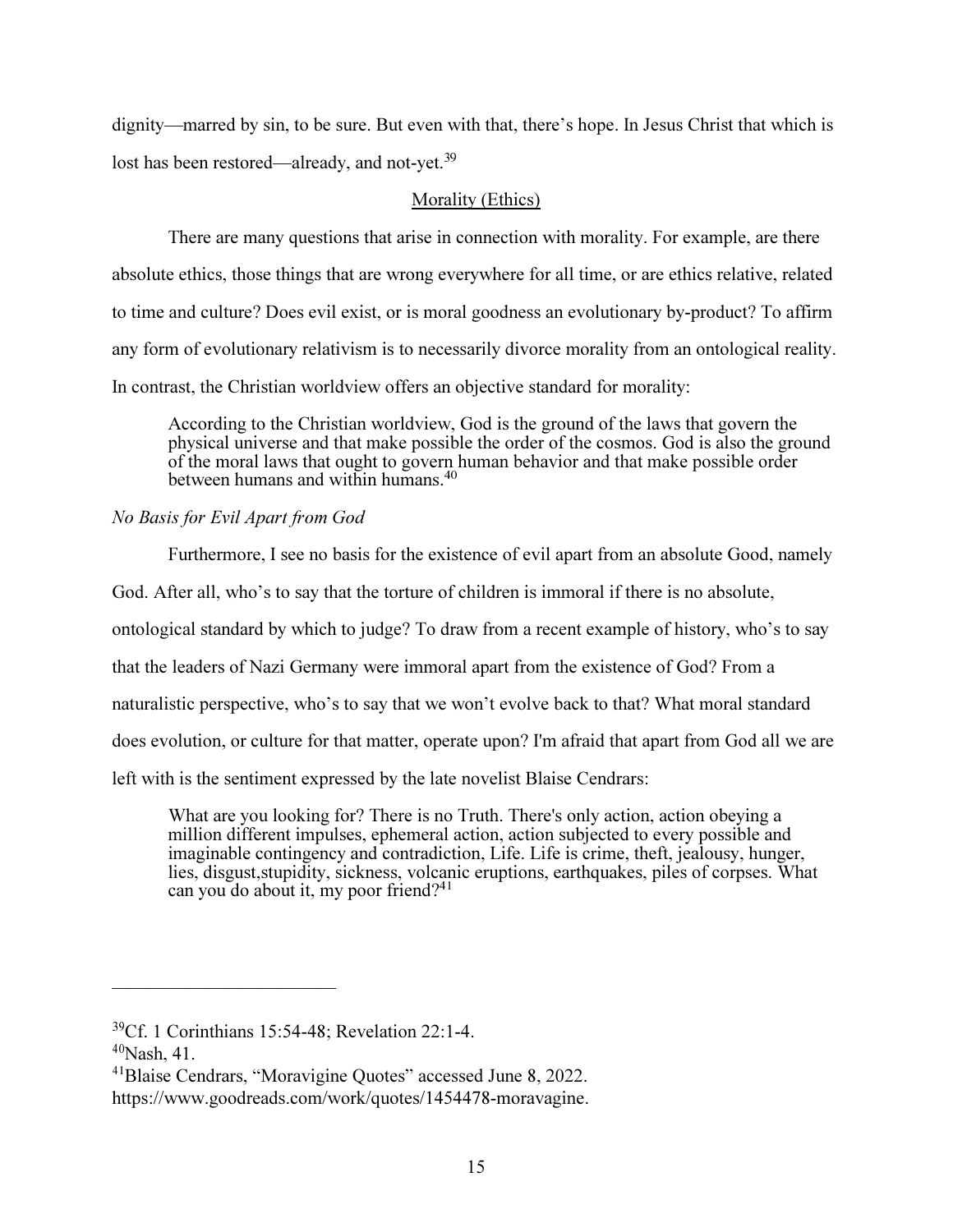dignity—marred by sin, to be sure. But even with that, there's hope. In Jesus Christ that which is lost has been restored—already, and not-yet.[39]

## Morality (Ethics)

There are many questions that arise in connection with morality. For example, are there absolute ethics, those things that are wrong everywhere for all time, or are ethics relative, related to time and culture? Does evil exist, or is moral goodness an evolutionary by-product? To affirm any form of evolutionary relativism is to necessarily divorce morality from an ontological reality. In contrast, the Christian worldview offers an objective standard for morality:

> According to the Christian worldview, God is the ground of the laws that govern the physical universe and that make possible the order of the cosmos. God is also the ground of the moral laws that ought to govern human behavior and that make possible order between humans and within humans.[40]

### *No Basis for Evil Apart from God*

Furthermore, I see no basis for the existence of evil apart from an absolute Good, namely God. After all, who's to say that the torture of children is immoral if there is no absolute, ontological standard by which to judge? To draw from a recent example of history, who's to say that the leaders of Nazi Germany were immoral apart from the existence of God? From a naturalistic perspective, who's to say that we won't evolve back to that? What moral standard does evolution, or culture for that matter, operate upon? I'm afraid that apart from God all we are left with is the sentiment expressed by the late novelist Blaise Cendrars:

> What are you looking for? There is no Truth. There's only action, action obeying a million different impulses, ephemeral action, action subjected to every possible and imaginable contingency and contradiction, Life. Life is crime, theft, jealousy, hunger, lies, disgust,stupidity, sickness, volcanic eruptions, earthquakes, piles of corpses. What can you do about it, my poor friend?[41]

---

[39]Cf. 1 Corinthians 15:54-48; Revelation 22:1-4.

[40]Nash, 41.

[41]Blaise Cendrars, "Moravigine Quotes" accessed June 8, 2022. https://www.goodreads.com/work/quotes/1454478-moravagine.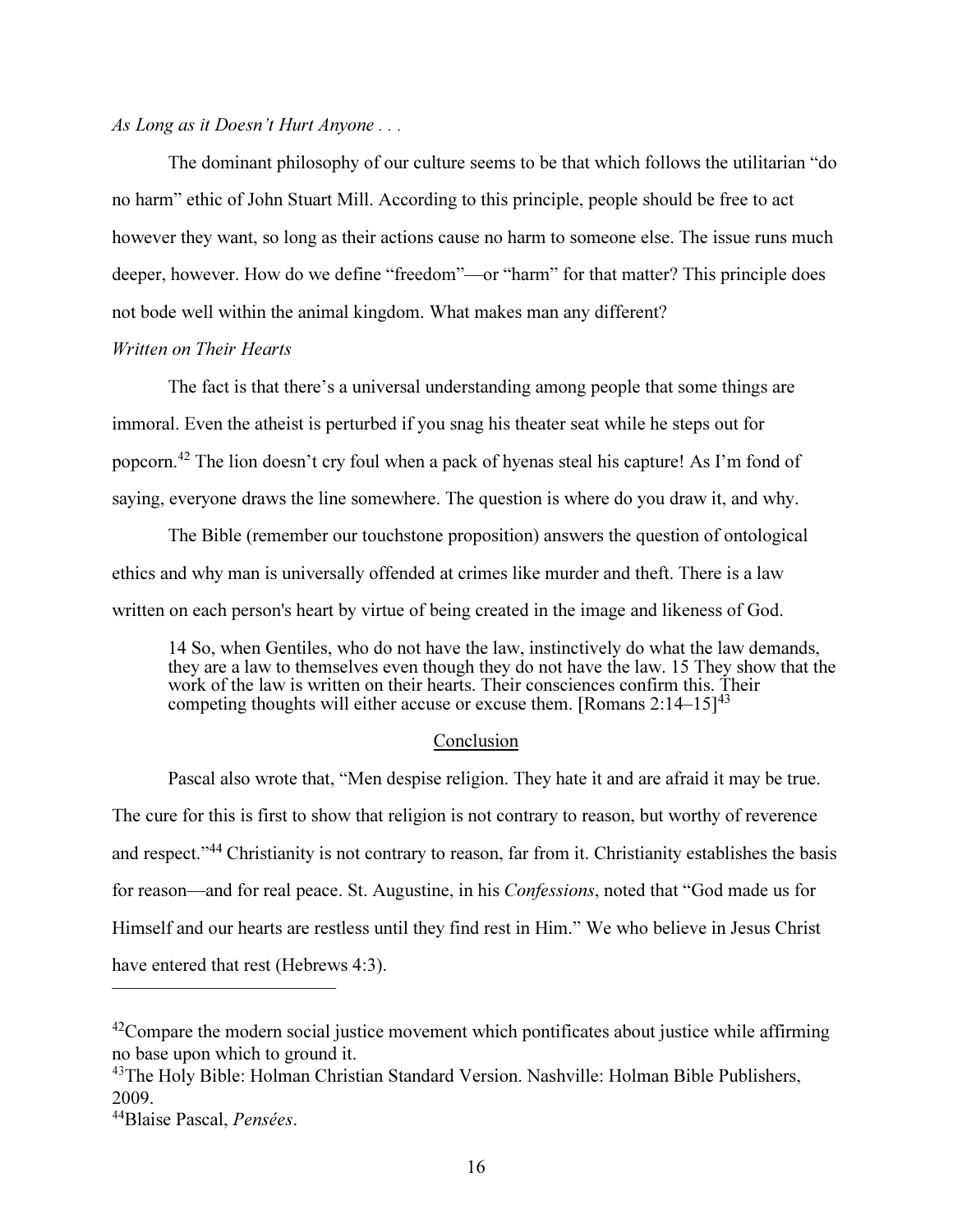*As Long as it Doesn't Hurt Anyone . . .*

The dominant philosophy of our culture seems to be that which follows the utilitarian "do no harm" ethic of John Stuart Mill. According to this principle, people should be free to act however they want, so long as their actions cause no harm to someone else. The issue runs much deeper, however. How do we define "freedom"—or "harm" for that matter? This principle does not bode well within the animal kingdom. What makes man any different?

*Written on Their Hearts*

The fact is that there's a universal understanding among people that some things are immoral. Even the atheist is perturbed if you snag his theater seat while he steps out for popcorn.[42] The lion doesn't cry foul when a pack of hyenas steal his capture! As I'm fond of saying, everyone draws the line somewhere. The question is where do you draw it, and why.

The Bible (remember our touchstone proposition) answers the question of ontological ethics and why man is universally offended at crimes like murder and theft. There is a law written on each person's heart by virtue of being created in the image and likeness of God.

> 14 So, when Gentiles, who do not have the law, instinctively do what the law demands, they are a law to themselves even though they do not have the law. 15 They show that the work of the law is written on their hearts. Their consciences confirm this. Their competing thoughts will either accuse or excuse them. [Romans 2:14–15][43]

## Conclusion

Pascal also wrote that, "Men despise religion. They hate it and are afraid it may be true. The cure for this is first to show that religion is not contrary to reason, but worthy of reverence and respect."[44] Christianity is not contrary to reason, far from it. Christianity establishes the basis for reason—and for real peace. St. Augustine, in his *Confessions*, noted that "God made us for Himself and our hearts are restless until they find rest in Him." We who believe in Jesus Christ have entered that rest (Hebrews 4:3).

---

[42]Compare the modern social justice movement which pontificates about justice while affirming no base upon which to ground it.

[43]The Holy Bible: Holman Christian Standard Version. Nashville: Holman Bible Publishers, 2009.

[44]Blaise Pascal, *Pensées*.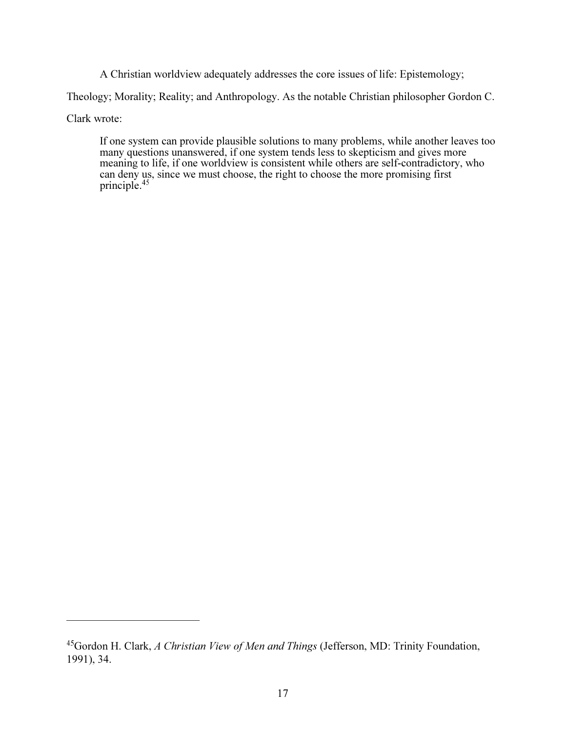A Christian worldview adequately addresses the core issues of life: Epistemology; Theology; Morality; Reality; and Anthropology. As the notable Christian philosopher Gordon C. Clark wrote:

> If one system can provide plausible solutions to many problems, while another leaves too many questions unanswered, if one system tends less to skepticism and gives more meaning to life, if one worldview is consistent while others are self-contradictory, who can deny us, since we must choose, the right to choose the more promising first principle.[45]

---

[45]Gordon H. Clark, *A Christian View of Men and Things* (Jefferson, MD: Trinity Foundation, 1991), 34.